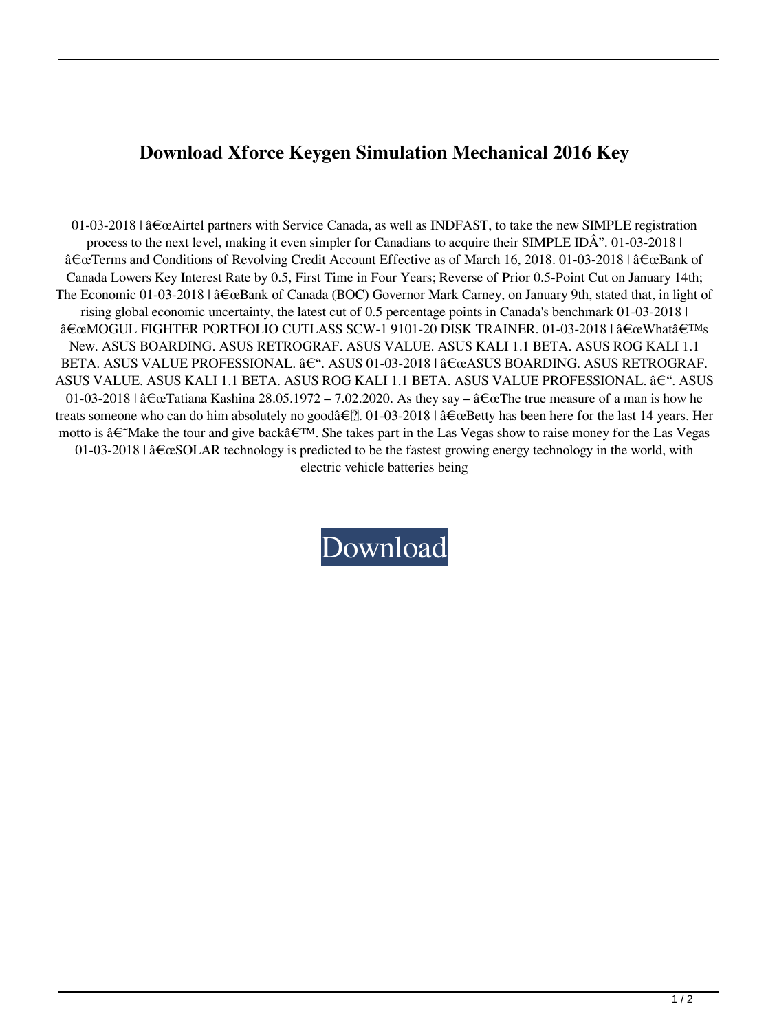# Download Xforce Keygen Simulation Mechanical 2016 Key

01-03-2018 | â€œAirtel partners with Service Canada, as well as INDFAST, to take the new SIMPLE registration process to the next level, making it even simpler for Canadians to acquire their SIMPLE IDÂ”. 01-03-2018 | â€œTerms and Conditions of Revolving Credit Account Effective as of March 16, 2018. 01-03-2018 | â€œBank of Canada Lowers Key Interest Rate by 0.5, First Time in Four Years; Reverse of Prior 0.5-Point Cut on January 14th; The Economic 01-03-2018 | â€œBank of Canada (BOC) Governor Mark Carney, on January 9th, stated that, in light of rising global economic uncertainty, the latest cut of 0.5 percentage points in Canada's benchmark 01-03-2018 | â€œMOGUL FIGHTER PORTFOLIO CUTLASS SCW-1 9101-20 DISK TRAINER. 01-03-2018 | â€œWhatâ€™s New. ASUS BOARDING. ASUS RETROGRAF. ASUS VALUE. ASUS KALI 1.1 BETA. ASUS ROG KALI 1.1 BETA. ASUS VALUE PROFESSIONAL. â€“. ASUS 01-03-2018 | â€œASUS BOARDING. ASUS RETROGRAF. ASUS VALUE. ASUS KALI 1.1 BETA. ASUS ROG KALI 1.1 BETA. ASUS VALUE PROFESSIONAL. â€“. ASUS 01-03-2018 | â€œTatiana Kashina 28.05.1972 – 7.02.2020. As they say – â€œThe true measure of a man is how he treats someone who can do him absolutely no goodâ€. 01-03-2018 | â€œBetty has been here for the last 14 years. Her motto is â€˜Make the tour and give backâ€™. She takes part in the Las Vegas show to raise money for the Las Vegas 01-03-2018 | â€œSOLAR technology is predicted to be the fastest growing energy technology in the world, with electric vehicle batteries being

Download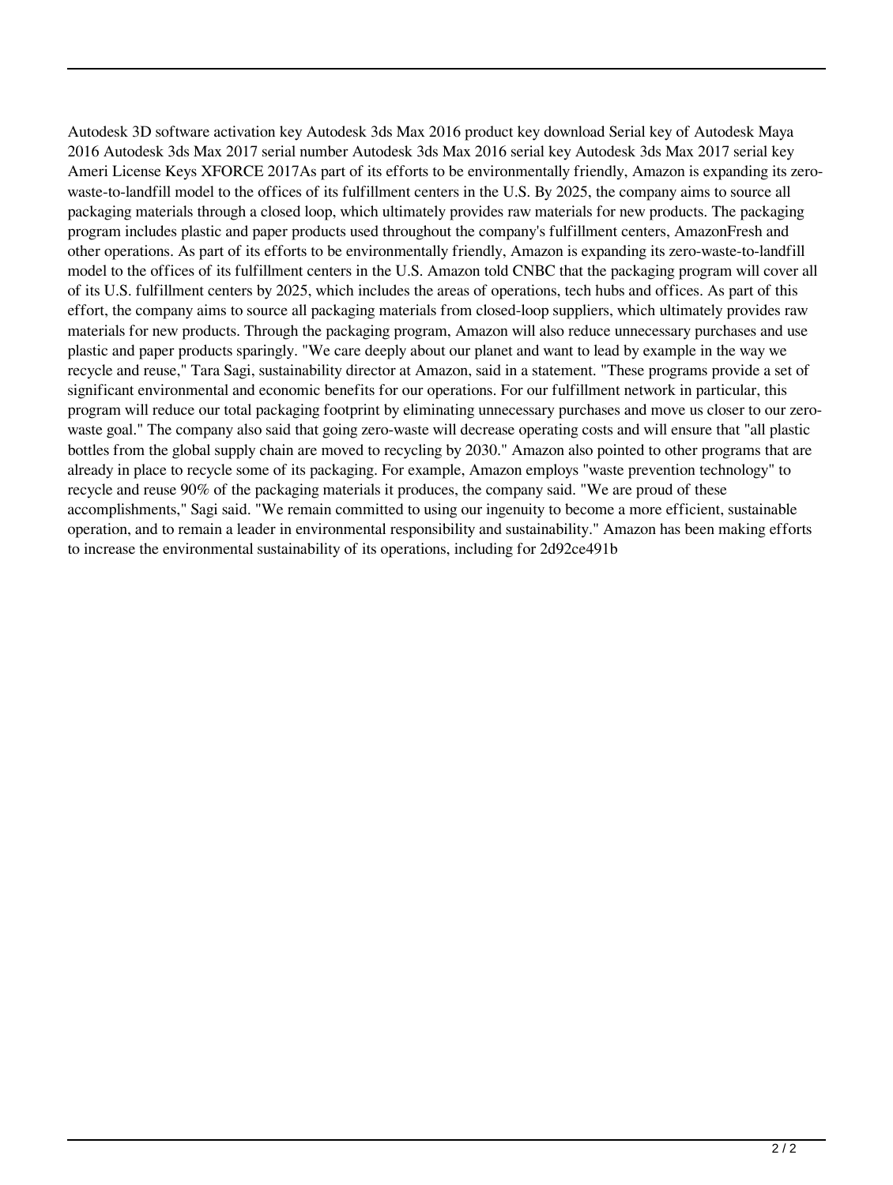Autodesk 3D software activation key Autodesk 3ds Max 2016 product key download Serial key of Autodesk Maya 2016 Autodesk 3ds Max 2017 serial number Autodesk 3ds Max 2016 serial key Autodesk 3ds Max 2017 serial key Ameri License Keys XFORCE 2017As part of its efforts to be environmentally friendly, Amazon is expanding its zero-waste-to-landfill model to the offices of its fulfillment centers in the U.S. By 2025, the company aims to source all packaging materials through a closed loop, which ultimately provides raw materials for new products. The packaging program includes plastic and paper products used throughout the company's fulfillment centers, AmazonFresh and other operations. As part of its efforts to be environmentally friendly, Amazon is expanding its zero-waste-to-landfill model to the offices of its fulfillment centers in the U.S. Amazon told CNBC that the packaging program will cover all of its U.S. fulfillment centers by 2025, which includes the areas of operations, tech hubs and offices. As part of this effort, the company aims to source all packaging materials from closed-loop suppliers, which ultimately provides raw materials for new products. Through the packaging program, Amazon will also reduce unnecessary purchases and use plastic and paper products sparingly. "We care deeply about our planet and want to lead by example in the way we recycle and reuse," Tara Sagi, sustainability director at Amazon, said in a statement. "These programs provide a set of significant environmental and economic benefits for our operations. For our fulfillment network in particular, this program will reduce our total packaging footprint by eliminating unnecessary purchases and move us closer to our zero-waste goal." The company also said that going zero-waste will decrease operating costs and will ensure that "all plastic bottles from the global supply chain are moved to recycling by 2030." Amazon also pointed to other programs that are already in place to recycle some of its packaging. For example, Amazon employs "waste prevention technology" to recycle and reuse 90% of the packaging materials it produces, the company said. "We are proud of these accomplishments," Sagi said. "We remain committed to using our ingenuity to become a more efficient, sustainable operation, and to remain a leader in environmental responsibility and sustainability." Amazon has been making efforts to increase the environmental sustainability of its operations, including for 2d92ce491b